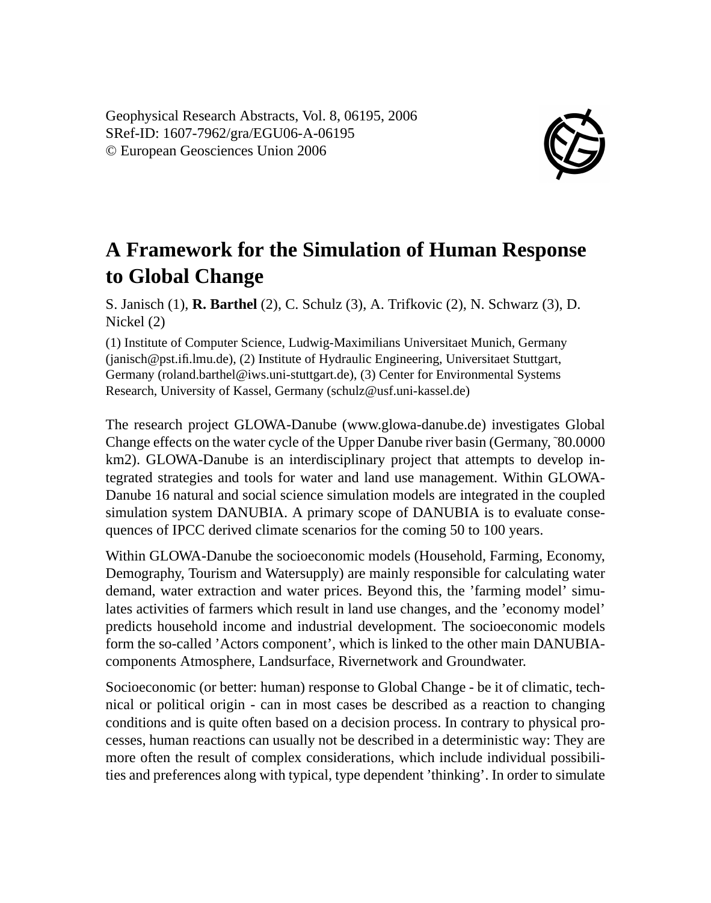Geophysical Research Abstracts, Vol. 8, 06195, 2006
SRef-ID: 1607-7962/gra/EGU06-A-06195
© European Geosciences Union 2006

# A Framework for the Simulation of Human Response to Global Change

S. Janisch (1), **R. Barthel** (2), C. Schulz (3), A. Trifkovic (2), N. Schwarz (3), D. Nickel (2)

(1) Institute of Computer Science, Ludwig-Maximilians Universitaet Munich, Germany (janisch@pst.ifi.lmu.de), (2) Institute of Hydraulic Engineering, Universitaet Stuttgart, Germany (roland.barthel@iws.uni-stuttgart.de), (3) Center for Environmental Systems Research, University of Kassel, Germany (schulz@usf.uni-kassel.de)

The research project GLOWA-Danube (www.glowa-danube.de) investigates Global Change effects on the water cycle of the Upper Danube river basin (Germany, ˜80.0000 km2). GLOWA-Danube is an interdisciplinary project that attempts to develop integrated strategies and tools for water and land use management. Within GLOWA-Danube 16 natural and social science simulation models are integrated in the coupled simulation system DANUBIA. A primary scope of DANUBIA is to evaluate consequences of IPCC derived climate scenarios for the coming 50 to 100 years.

Within GLOWA-Danube the socioeconomic models (Household, Farming, Economy, Demography, Tourism and Watersupply) are mainly responsible for calculating water demand, water extraction and water prices. Beyond this, the 'farming model' simulates activities of farmers which result in land use changes, and the 'economy model' predicts household income and industrial development. The socioeconomic models form the so-called 'Actors component', which is linked to the other main DANUBIA-components Atmosphere, Landsurface, Rivernetwork and Groundwater.

Socioeconomic (or better: human) response to Global Change - be it of climatic, technical or political origin - can in most cases be described as a reaction to changing conditions and is quite often based on a decision process. In contrary to physical processes, human reactions can usually not be described in a deterministic way: They are more often the result of complex considerations, which include individual possibilities and preferences along with typical, type dependent 'thinking'. In order to simulate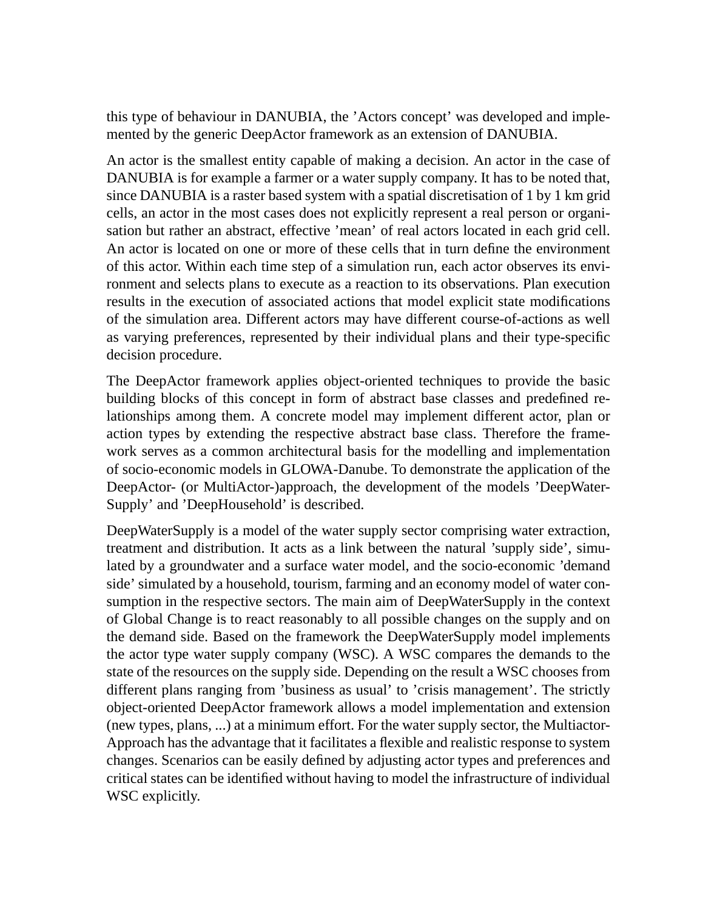this type of behaviour in DANUBIA, the 'Actors concept' was developed and implemented by the generic DeepActor framework as an extension of DANUBIA.

An actor is the smallest entity capable of making a decision. An actor in the case of DANUBIA is for example a farmer or a water supply company. It has to be noted that, since DANUBIA is a raster based system with a spatial discretisation of 1 by 1 km grid cells, an actor in the most cases does not explicitly represent a real person or organisation but rather an abstract, effective 'mean' of real actors located in each grid cell. An actor is located on one or more of these cells that in turn define the environment of this actor. Within each time step of a simulation run, each actor observes its environment and selects plans to execute as a reaction to its observations. Plan execution results in the execution of associated actions that model explicit state modifications of the simulation area. Different actors may have different course-of-actions as well as varying preferences, represented by their individual plans and their type-specific decision procedure.

The DeepActor framework applies object-oriented techniques to provide the basic building blocks of this concept in form of abstract base classes and predefined relationships among them. A concrete model may implement different actor, plan or action types by extending the respective abstract base class. Therefore the framework serves as a common architectural basis for the modelling and implementation of socio-economic models in GLOWA-Danube. To demonstrate the application of the DeepActor- (or MultiActor-)approach, the development of the models 'DeepWaterSupply' and 'DeepHousehold' is described.

DeepWaterSupply is a model of the water supply sector comprising water extraction, treatment and distribution. It acts as a link between the natural 'supply side', simulated by a groundwater and a surface water model, and the socio-economic 'demand side' simulated by a household, tourism, farming and an economy model of water consumption in the respective sectors. The main aim of DeepWaterSupply in the context of Global Change is to react reasonably to all possible changes on the supply and on the demand side. Based on the framework the DeepWaterSupply model implements the actor type water supply company (WSC). A WSC compares the demands to the state of the resources on the supply side. Depending on the result a WSC chooses from different plans ranging from 'business as usual' to 'crisis management'. The strictly object-oriented DeepActor framework allows a model implementation and extension (new types, plans, ...) at a minimum effort. For the water supply sector, the Multiactor-Approach has the advantage that it facilitates a flexible and realistic response to system changes. Scenarios can be easily defined by adjusting actor types and preferences and critical states can be identified without having to model the infrastructure of individual WSC explicitly.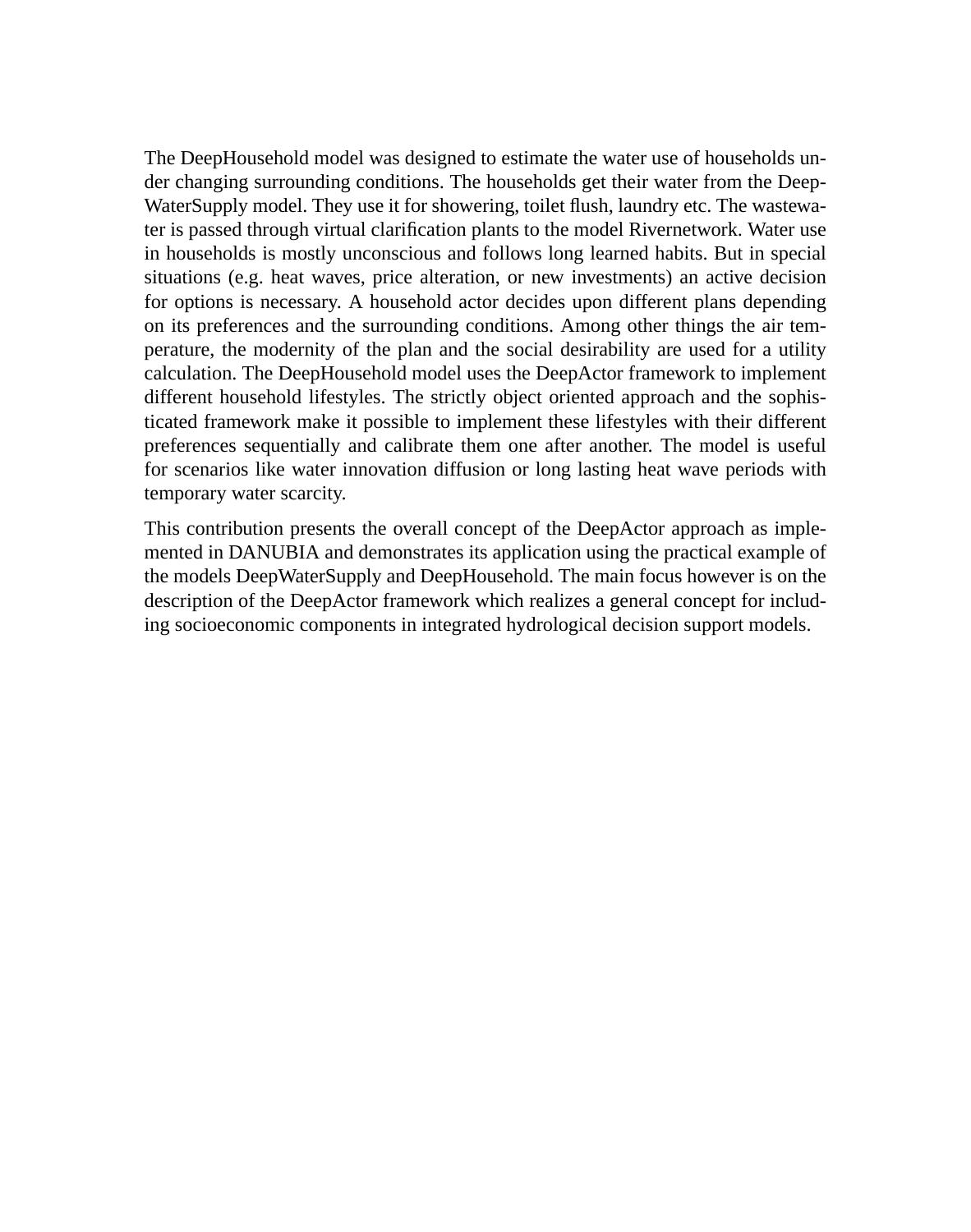The DeepHousehold model was designed to estimate the water use of households under changing surrounding conditions. The households get their water from the DeepWaterSupply model. They use it for showering, toilet flush, laundry etc. The wastewater is passed through virtual clarification plants to the model Rivernetwork. Water use in households is mostly unconscious and follows long learned habits. But in special situations (e.g. heat waves, price alteration, or new investments) an active decision for options is necessary. A household actor decides upon different plans depending on its preferences and the surrounding conditions. Among other things the air temperature, the modernity of the plan and the social desirability are used for a utility calculation. The DeepHousehold model uses the DeepActor framework to implement different household lifestyles. The strictly object oriented approach and the sophisticated framework make it possible to implement these lifestyles with their different preferences sequentially and calibrate them one after another. The model is useful for scenarios like water innovation diffusion or long lasting heat wave periods with temporary water scarcity.

This contribution presents the overall concept of the DeepActor approach as implemented in DANUBIA and demonstrates its application using the practical example of the models DeepWaterSupply and DeepHousehold. The main focus however is on the description of the DeepActor framework which realizes a general concept for including socioeconomic components in integrated hydrological decision support models.